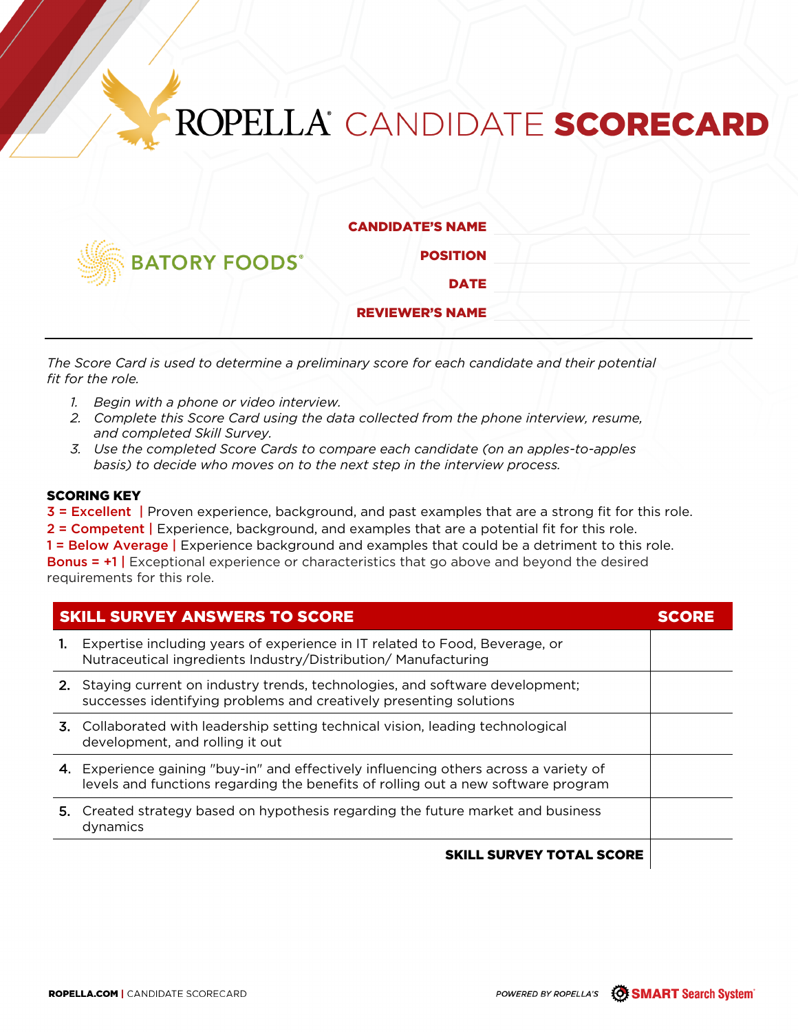# ROPELLA® CANDIDATE **SCORECARD**

BATORY FOODS®

**CANDIDATE'S NAME**

**POSITION**

**DATE**

**REVIEWER'S NAME**

---

*The Score Card is used to determine a preliminary score for each candidate and their potential fit for the role.*

1. *Begin with a phone or video interview.*
2. *Complete this Score Card using the data collected from the phone interview, resume, and completed Skill Survey.*
3. *Use the completed Score Cards to compare each candidate (on an apples-to-apples basis) to decide who moves on to the next step in the interview process.*

**SCORING KEY**

**3 = Excellent** | Proven experience, background, and past examples that are a strong fit for this role.
**2 = Competent** | Experience, background, and examples that are a potential fit for this role.
**1 = Below Average** | Experience background and examples that could be a detriment to this role.
**Bonus = +1** | Exceptional experience or characteristics that go above and beyond the desired requirements for this role.

| SKILL SURVEY ANSWERS TO SCORE | SCORE |
|---|---|
| **1.** Expertise including years of experience in IT related to Food, Beverage, or Nutraceutical ingredients Industry/Distribution/ Manufacturing | |
| **2.** Staying current on industry trends, technologies, and software development; successes identifying problems and creatively presenting solutions | |
| **3.** Collaborated with leadership setting technical vision, leading technological development, and rolling it out | |
| **4.** Experience gaining "buy-in" and effectively influencing others across a variety of levels and functions regarding the benefits of rolling out a new software program | |
| **5.** Created strategy based on hypothesis regarding the future market and business dynamics | |
| **SKILL SURVEY TOTAL SCORE** | |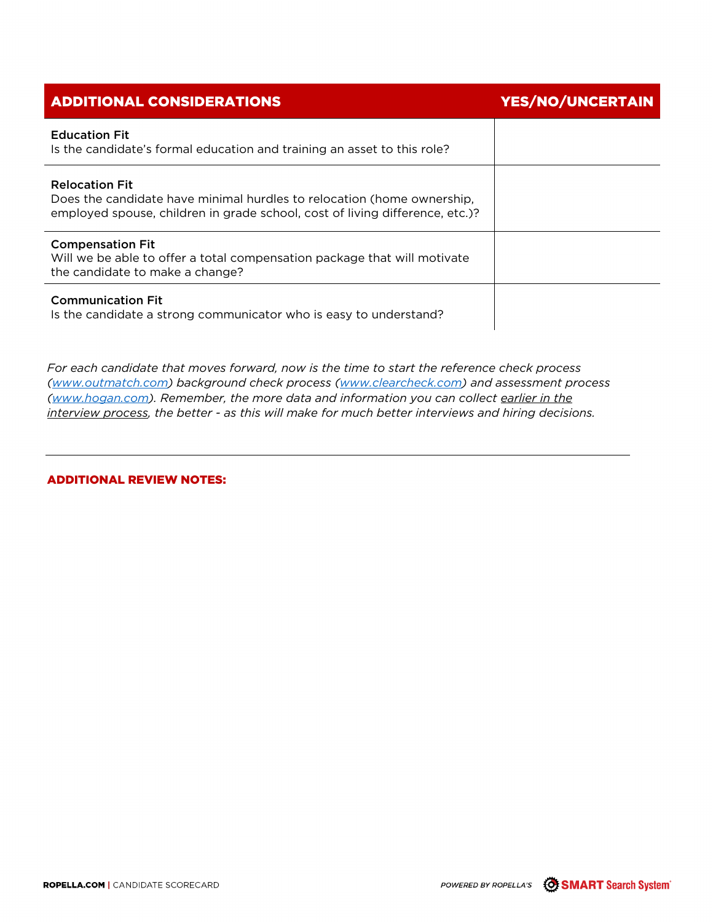| ADDITIONAL CONSIDERATIONS | YES/NO/UNCERTAIN |
|---|---|
| **Education Fit**<br>Is the candidate's formal education and training an asset to this role? | |
| **Relocation Fit**<br>Does the candidate have minimal hurdles to relocation (home ownership, employed spouse, children in grade school, cost of living difference, etc.)? | |
| **Compensation Fit**<br>Will we be able to offer a total compensation package that will motivate the candidate to make a change? | |
| **Communication Fit**<br>Is the candidate a strong communicator who is easy to understand? | |

*For each candidate that moves forward, now is the time to start the reference check process ([www.outmatch.com](http://www.outmatch.com)) background check process ([www.clearcheck.com](http://www.clearcheck.com)) and assessment process ([www.hogan.com](http://www.hogan.com)). Remember, the more data and information you can collect <u>earlier in the interview process</u>, the better - as this will make for much better interviews and hiring decisions.*

---

**ADDITIONAL REVIEW NOTES:**